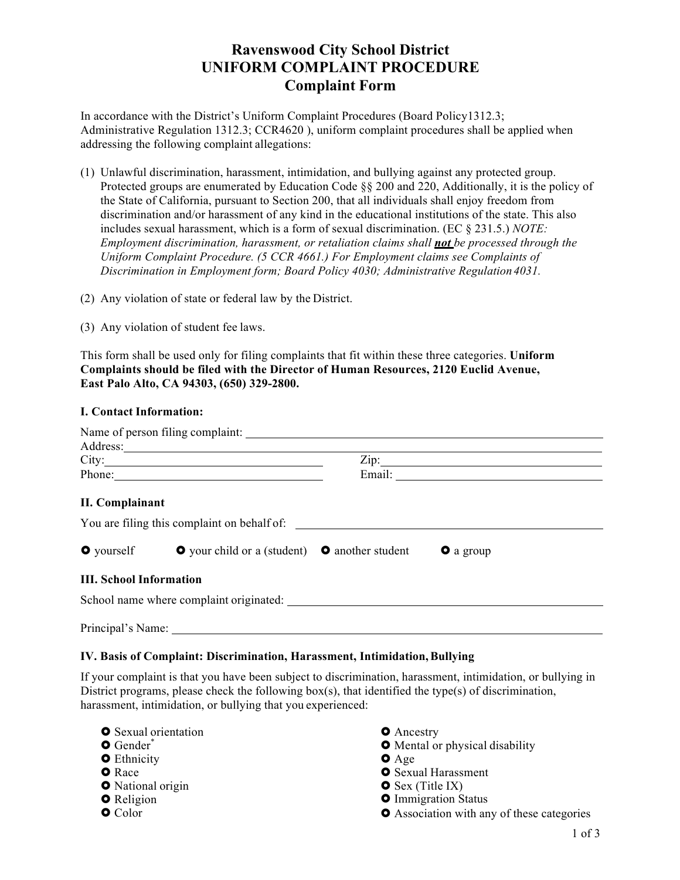# Ravenswood City School District
## UNIFORM COMPLAINT PROCEDURE
## Complaint Form

In accordance with the District's Uniform Complaint Procedures (Board Policy1312.3; Administrative Regulation 1312.3; CCR4620 ), uniform complaint procedures shall be applied when addressing the following complaint allegations:

(1) Unlawful discrimination, harassment, intimidation, and bullying against any protected group. Protected groups are enumerated by Education Code §§ 200 and 220, Additionally, it is the policy of the State of California, pursuant to Section 200, that all individuals shall enjoy freedom from discrimination and/or harassment of any kind in the educational institutions of the state. This also includes sexual harassment, which is a form of sexual discrimination. (EC § 231.5.) *NOTE: Employment discrimination, harassment, or retaliation claims shall* ***not*** *be processed through the Uniform Complaint Procedure. (5 CCR 4661.) For Employment claims see Complaints of Discrimination in Employment form; Board Policy 4030; Administrative Regulation 4031.*

(2) Any violation of state or federal law by the District.

(3) Any violation of student fee laws.

This form shall be used only for filing complaints that fit within these three categories. **Uniform Complaints should be filed with the Director of Human Resources, 2120 Euclid Avenue, East Palo Alto, CA 94303, (650) 329-2800.**

### I. Contact Information:

Name of person filing complaint: ______________________________

Address: ______________________________

City: ____________________ Zip: ____________________

Phone: ____________________ Email: ____________________

### II. Complainant

You are filing this complaint on behalf of: ______________________________

- yourself
- your child or a (student)
- another student
- a group

### III. School Information

School name where complaint originated: ______________________________

Principal's Name: ______________________________

### IV. Basis of Complaint: Discrimination, Harassment, Intimidation, Bullying

If your complaint is that you have been subject to discrimination, harassment, intimidation, or bullying in District programs, please check the following box(s), that identified the type(s) of discrimination, harassment, intimidation, or bullying that you experienced:

- Sexual orientation
- Gender*
- Ethnicity
- Race
- National origin
- Religion
- Color
- Ancestry
- Mental or physical disability
- Age
- Sexual Harassment
- Sex (Title IX)
- Immigration Status
- Association with any of these categories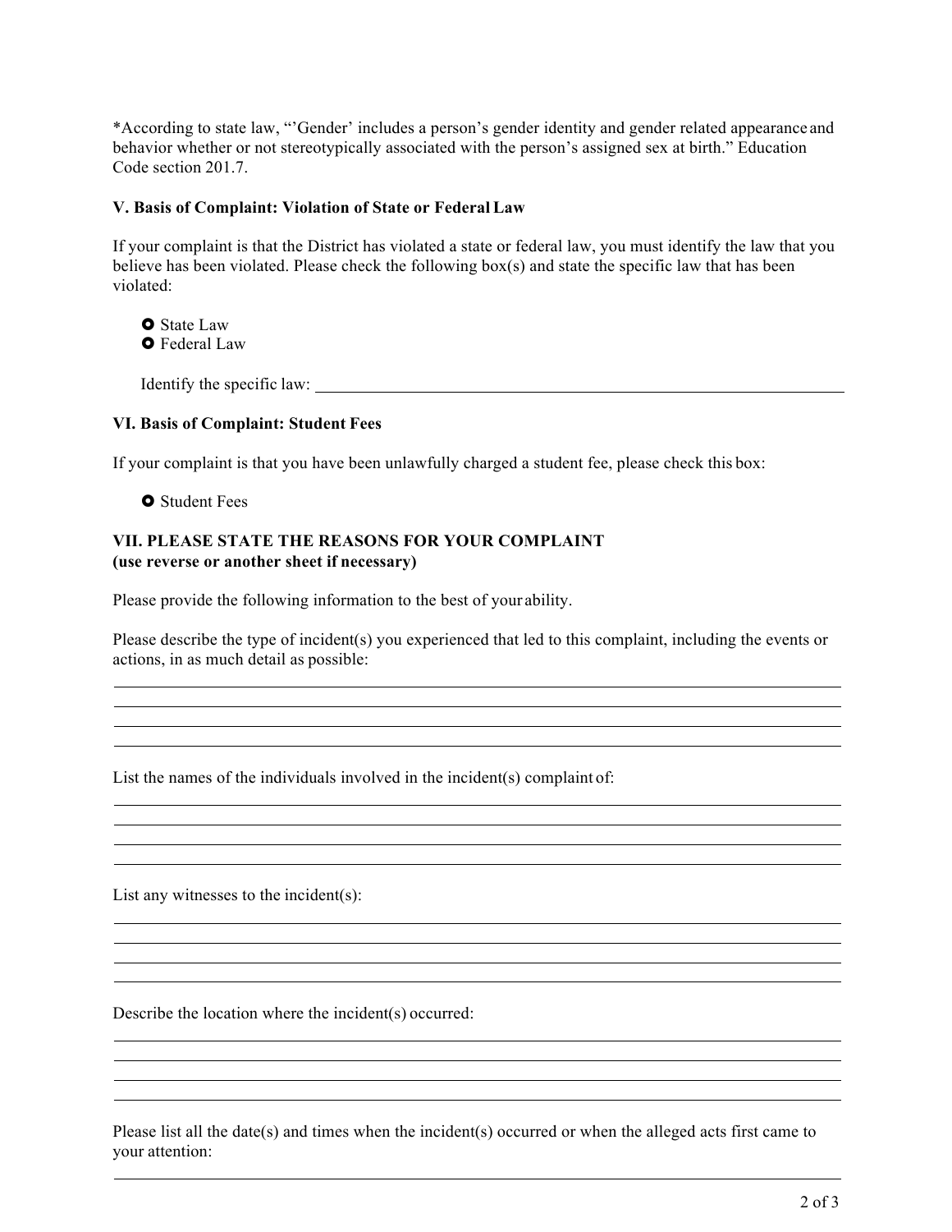*According to state law, "'Gender' includes a person's gender identity and gender related appearance and behavior whether or not stereotypically associated with the person's assigned sex at birth." Education Code section 201.7.

**V. Basis of Complaint: Violation of State or Federal Law**

If your complaint is that the District has violated a state or federal law, you must identify the law that you believe has been violated. Please check the following box(s) and state the specific law that has been violated:

- State Law
- Federal Law

Identify the specific law: ____________________________________________________________

**VI. Basis of Complaint: Student Fees**

If your complaint is that you have been unlawfully charged a student fee, please check this box:

- Student Fees

**VII. PLEASE STATE THE REASONS FOR YOUR COMPLAINT**
**(use reverse or another sheet if necessary)**

Please provide the following information to the best of your ability.

Please describe the type of incident(s) you experienced that led to this complaint, including the events or actions, in as much detail as possible:

____________________________________________________________
____________________________________________________________
____________________________________________________________
____________________________________________________________

List the names of the individuals involved in the incident(s) complaint of:

____________________________________________________________
____________________________________________________________
____________________________________________________________
____________________________________________________________

List any witnesses to the incident(s):

____________________________________________________________
____________________________________________________________
____________________________________________________________
____________________________________________________________

Describe the location where the incident(s) occurred:

____________________________________________________________
____________________________________________________________
____________________________________________________________
____________________________________________________________

Please list all the date(s) and times when the incident(s) occurred or when the alleged acts first came to your attention:

____________________________________________________________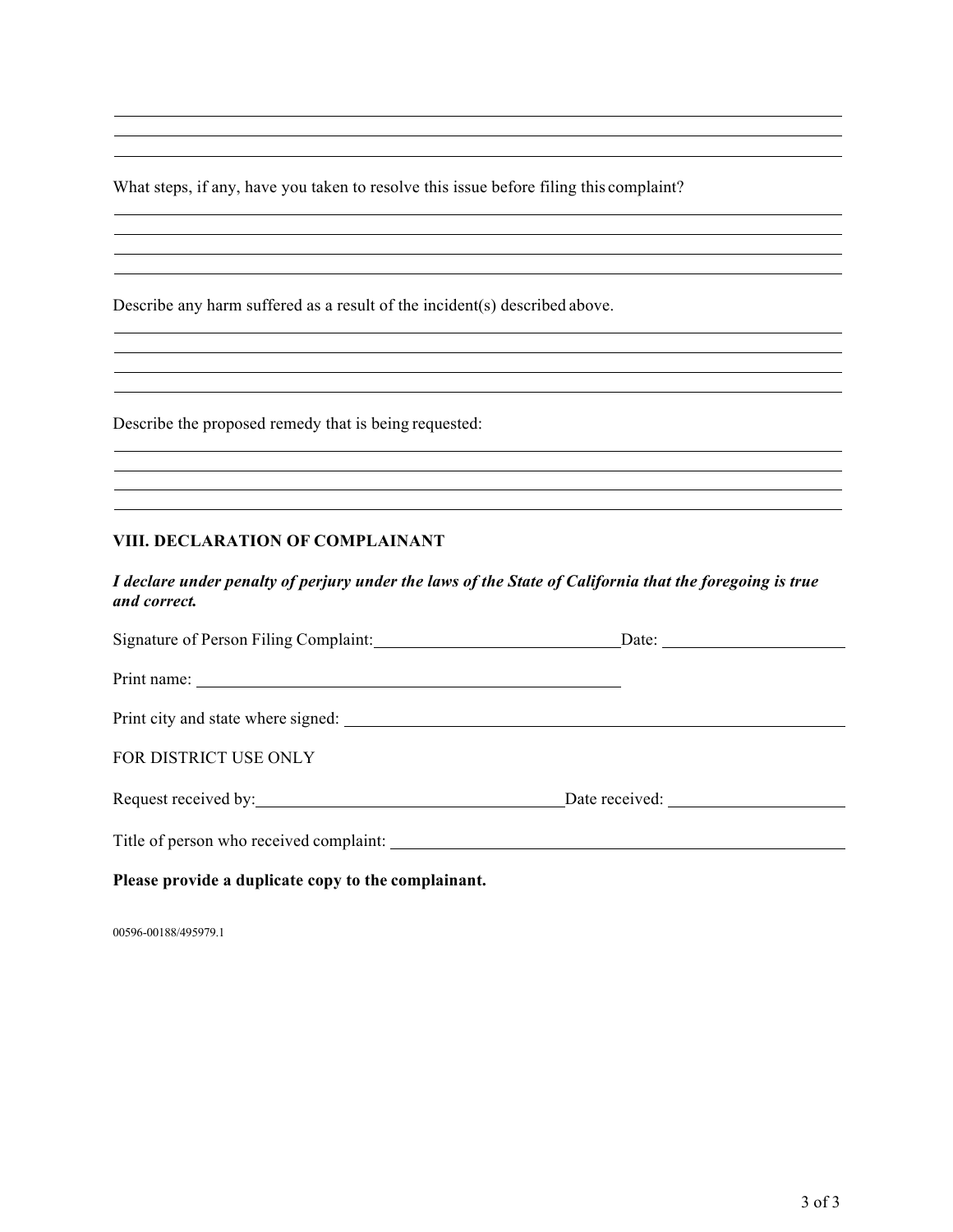What steps, if any, have you taken to resolve this issue before filing this complaint?

Describe any harm suffered as a result of the incident(s) described above.

Describe the proposed remedy that is being requested:

## VIII. DECLARATION OF COMPLAINANT

***I declare under penalty of perjury under the laws of the State of California that the foregoing is true and correct.***

Signature of Person Filing Complaint: ______________________________ Date: ____________________

Print name: ____________________________________________

Print city and state where signed: ____________________________________________

FOR DISTRICT USE ONLY

Request received by: ______________________________ Date received: ____________________

Title of person who received complaint: ____________________________________________

**Please provide a duplicate copy to the complainant.**

00596-00188/495979.1